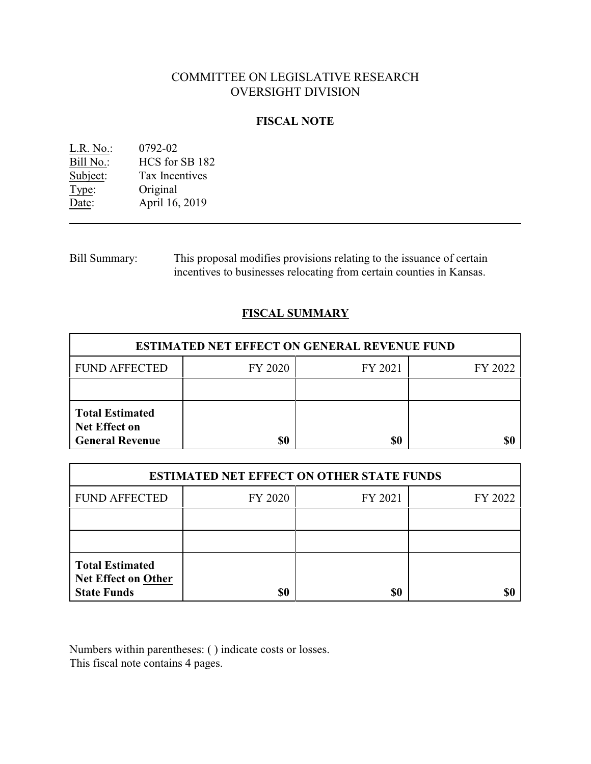# COMMITTEE ON LEGISLATIVE RESEARCH
# OVERSIGHT DIVISION

## FISCAL NOTE

L.R. No.: 0792-02
Bill No.: HCS for SB 182
Subject: Tax Incentives
Type: Original
Date: April 16, 2019

---

Bill Summary: This proposal modifies provisions relating to the issuance of certain incentives to businesses relocating from certain counties in Kansas.

## FISCAL SUMMARY

| ESTIMATED NET EFFECT ON GENERAL REVENUE FUND | | | |
|---|---|---|---|
| FUND AFFECTED | FY 2020 | FY 2021 | FY 2022 |
| | | | |
| **Total Estimated Net Effect on General Revenue** | **$0** | **$0** | **$0** |

| ESTIMATED NET EFFECT ON OTHER STATE FUNDS | | | |
|---|---|---|---|
| FUND AFFECTED | FY 2020 | FY 2021 | FY 2022 |
| | | | |
| | | | |
| **Total Estimated Net Effect on Other State Funds** | **$0** | **$0** | **$0** |

Numbers within parentheses: ( ) indicate costs or losses.
This fiscal note contains 4 pages.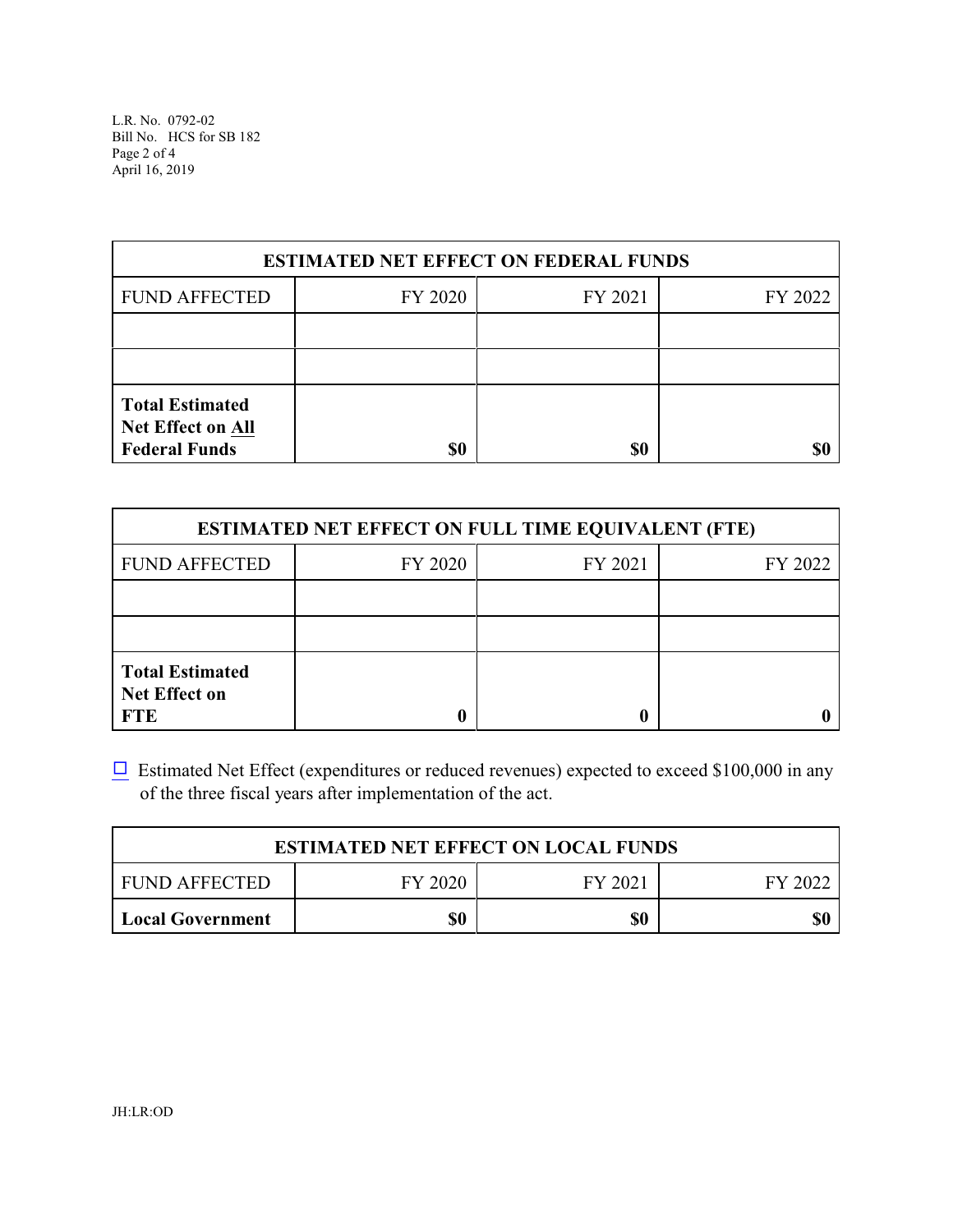| ESTIMATED NET EFFECT ON FEDERAL FUNDS | | | |
|---|---|---|---|
| FUND AFFECTED | FY 2020 | FY 2021 | FY 2022 |
| | | | |
| | | | |
| **Total Estimated Net Effect on All Federal Funds** | **$0** | **$0** | **$0** |

| ESTIMATED NET EFFECT ON FULL TIME EQUIVALENT (FTE) | | | |
|---|---|---|---|
| FUND AFFECTED | FY 2020 | FY 2021 | FY 2022 |
| | | | |
| | | | |
| **Total Estimated Net Effect on FTE** | **0** | **0** | **0** |

☐ Estimated Net Effect (expenditures or reduced revenues) expected to exceed $100,000 in any of the three fiscal years after implementation of the act.

| ESTIMATED NET EFFECT ON LOCAL FUNDS | | | |
|---|---|---|---|
| FUND AFFECTED | FY 2020 | FY 2021 | FY 2022 |
| **Local Government** | **$0** | **$0** | **$0** |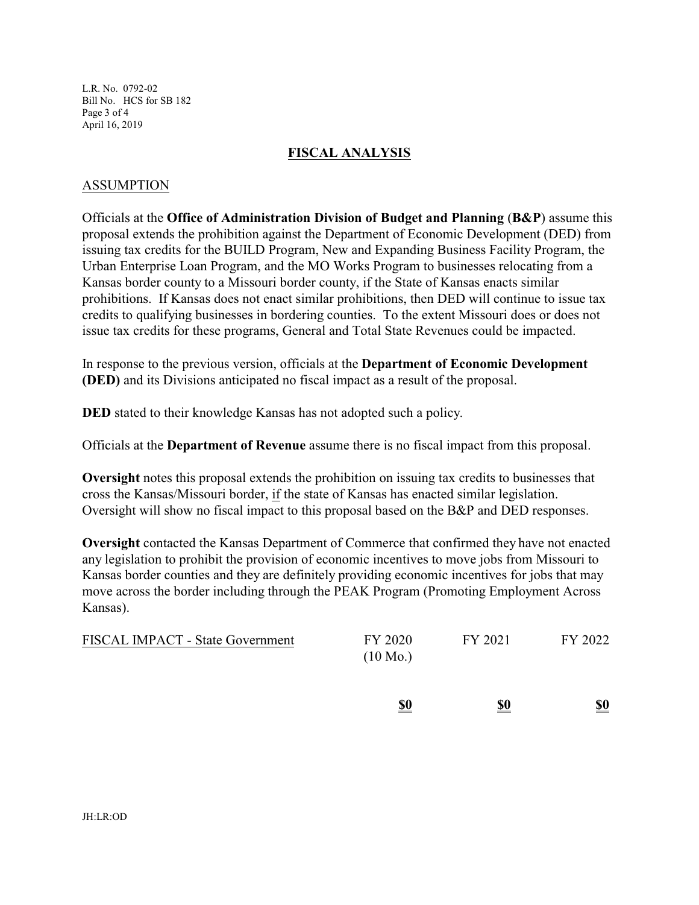## FISCAL ANALYSIS

### ASSUMPTION

Officials at the **Office of Administration Division of Budget and Planning** (**B&P**) assume this proposal extends the prohibition against the Department of Economic Development (DED) from issuing tax credits for the BUILD Program, New and Expanding Business Facility Program, the Urban Enterprise Loan Program, and the MO Works Program to businesses relocating from a Kansas border county to a Missouri border county, if the State of Kansas enacts similar prohibitions. If Kansas does not enact similar prohibitions, then DED will continue to issue tax credits to qualifying businesses in bordering counties. To the extent Missouri does or does not issue tax credits for these programs, General and Total State Revenues could be impacted.

In response to the previous version, officials at the **Department of Economic Development (DED)** and its Divisions anticipated no fiscal impact as a result of the proposal.

**DED** stated to their knowledge Kansas has not adopted such a policy.

Officials at the **Department of Revenue** assume there is no fiscal impact from this proposal.

**Oversight** notes this proposal extends the prohibition on issuing tax credits to businesses that cross the Kansas/Missouri border, if the state of Kansas has enacted similar legislation. Oversight will show no fiscal impact to this proposal based on the B&P and DED responses.

**Oversight** contacted the Kansas Department of Commerce that confirmed they have not enacted any legislation to prohibit the provision of economic incentives to move jobs from Missouri to Kansas border counties and they are definitely providing economic incentives for jobs that may move across the border including through the PEAK Program (Promoting Employment Across Kansas).

| FISCAL IMPACT - State Government | FY 2020 (10 Mo.) | FY 2021 | FY 2022 |
|---|---|---|---|
| | **$0** | **$0** | **$0** |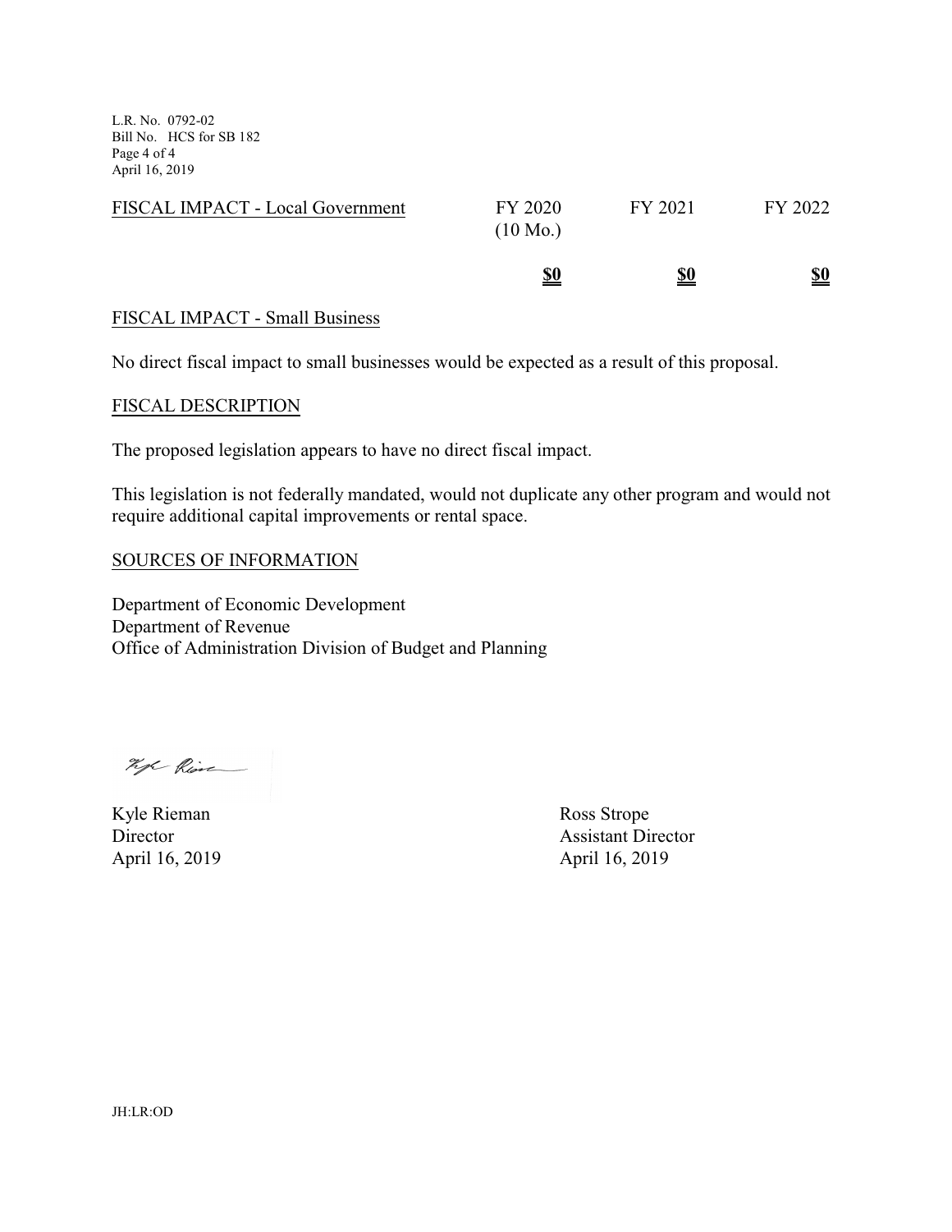| FISCAL IMPACT - Local Government | FY 2020 (10 Mo.) | FY 2021 | FY 2022 |
|---|---|---|---|
| | **$0** | **$0** | **$0** |

FISCAL IMPACT - Small Business

No direct fiscal impact to small businesses would be expected as a result of this proposal.

FISCAL DESCRIPTION

The proposed legislation appears to have no direct fiscal impact.

This legislation is not federally mandated, would not duplicate any other program and would not require additional capital improvements or rental space.

SOURCES OF INFORMATION

Department of Economic Development
Department of Revenue
Office of Administration Division of Budget and Planning

Kyle Rieman
Director
April 16, 2019

Ross Strope
Assistant Director
April 16, 2019

JH:LR:OD